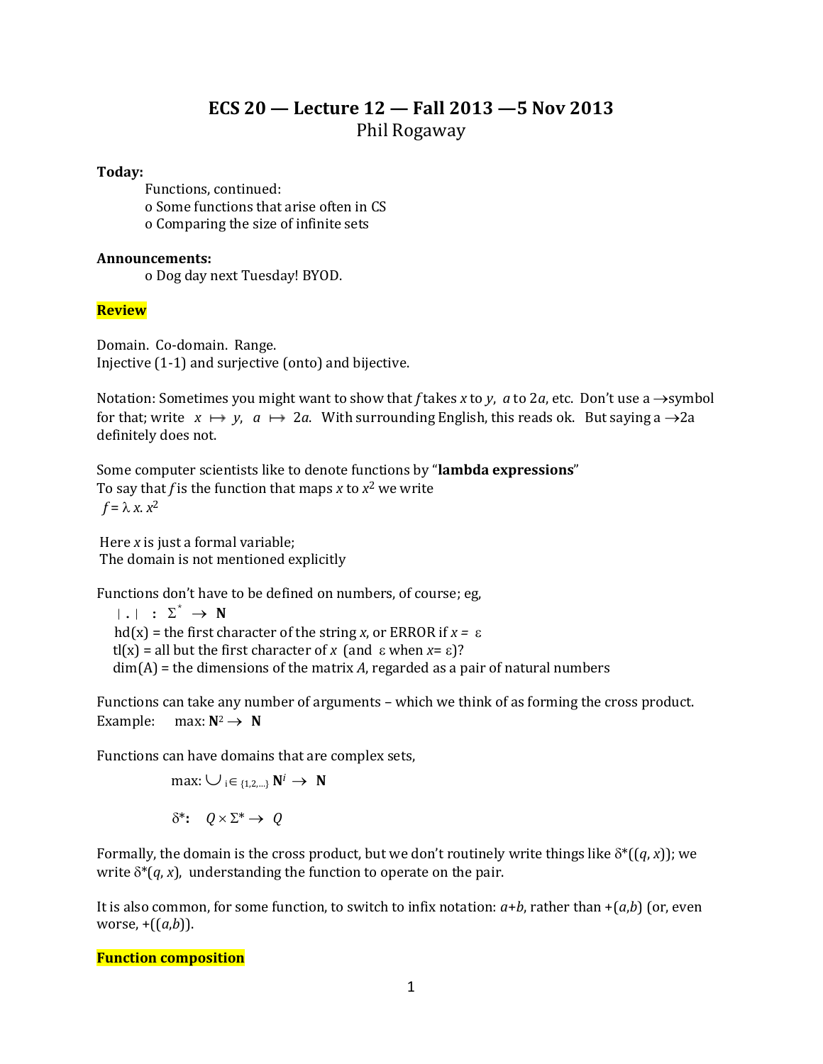# ECS 20 — Lecture 12 — Fall 2013 —5 Nov 2013

Phil Rogaway

**Today:**

Functions, continued:

- o Some functions that arise often in CS
- o Comparing the size of infinite sets

**Announcements:**

- o Dog day next Tuesday! BYOD.

## Review

Domain. Co-domain. Range.
Injective (1-1) and surjective (onto) and bijective.

Notation: Sometimes you might want to show that *f* takes *x* to *y*, *a* to 2*a*, etc. Don't use a $\rightarrow$symbol for that; write $x \mapsto y$, $a \mapsto 2a$. With surrounding English, this reads ok. But saying a $\rightarrow$2a definitely does not.

Some computer scientists like to denote functions by "**lambda expressions**"
To say that *f* is the function that maps *x* to $x^2$ we write
$f = \lambda\, x.\, x^2$

Here *x* is just a formal variable;
The domain is not mentioned explicitly

Functions don't have to be defined on numbers, of course; eg,

$|\,.\,| \;:\; \Sigma^* \rightarrow \mathbf{N}$
hd(x) = the first character of the string *x*, or ERROR if $x = \varepsilon$
tl(x) = all but the first character of *x* (and $\varepsilon$ when $x = \varepsilon$)?
dim(A) = the dimensions of the matrix *A*, regarded as a pair of natural numbers

Functions can take any number of arguments – which we think of as forming the cross product.
Example: max: $\mathbf{N}^2 \rightarrow \mathbf{N}$

Functions can have domains that are complex sets,

max: $\bigcup_{i \in \{1,2,\ldots\}} \mathbf{N}^i \rightarrow \mathbf{N}$

$\delta^*\text{:}\quad Q \times \Sigma^* \rightarrow Q$

Formally, the domain is the cross product, but we don't routinely write things like $\delta^*((q, x))$; we write $\delta^*(q, x)$, understanding the function to operate on the pair.

It is also common, for some function, to switch to infix notation: $a+b$, rather than $+(a,b)$ (or, even worse, $+((a,b))$.

## Function composition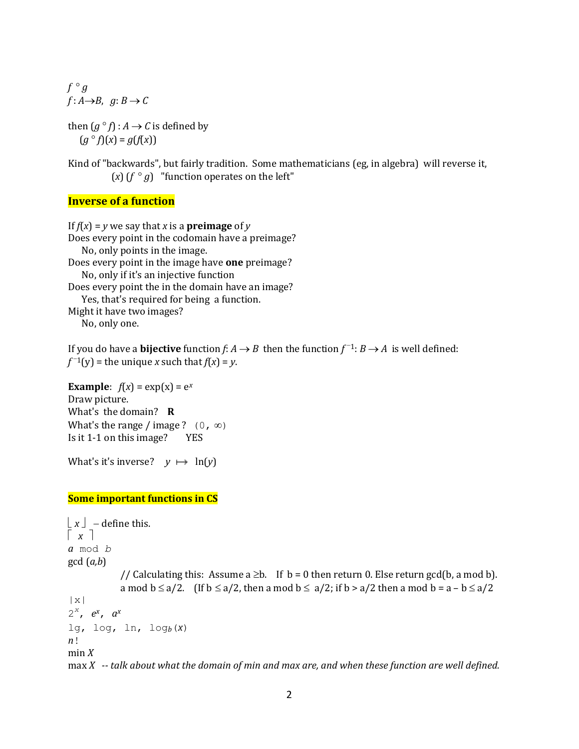$f \circ g$

$f: A \to B$, $g: B \to C$

then $(g \circ f): A \to C$ is defined by

$(g \circ f)(x) = g(f(x))$

Kind of "backwards", but fairly tradition. Some mathematicians (eg, in algebra) will reverse it,

$(x)\,(f \circ g)$ "function operates on the left"

## Inverse of a function

If $f(x) = y$ we say that $x$ is a **preimage** of $y$

Does every point in the codomain have a preimage?

No, only points in the image.

Does every point in the image have **one** preimage?

No, only if it's an injective function

Does every point the in the domain have an image?

Yes, that's required for being a function.

Might it have two images?

No, only one.

If you do have a **bijective** function $f: A \to B$ then the function $f^{-1}: B \to A$ is well defined:

$f^{-1}(y)$ = the unique $x$ such that $f(x) = y$.

**Example**: $f(x) = \exp(x) = e^x$

Draw picture.

What's the domain? **R**

What's the range / image ? $(0, \infty)$

Is it 1-1 on this image? YES

What's it's inverse? $y \mapsto \ln(y)$

## Some important functions in CS

$\lfloor x \rfloor$ – define this.

$\lceil x \rceil$

$a$ mod $b$

gcd $(a,b)$

// Calculating this: Assume a ≥b. If b = 0 then return 0. Else return gcd(b, a mod b).

a mod b ≤ a/2. (If b ≤ a/2, then a mod b ≤ a/2; if b > a/2 then a mod b = a – b ≤ a/2

$|x|$

$2^x$, $e^x$, $a^x$

lg, log, ln, $\log_b(x)$

$n!$

min $X$

max $X$ -- *talk about what the domain of min and max are, and when these function are well defined.*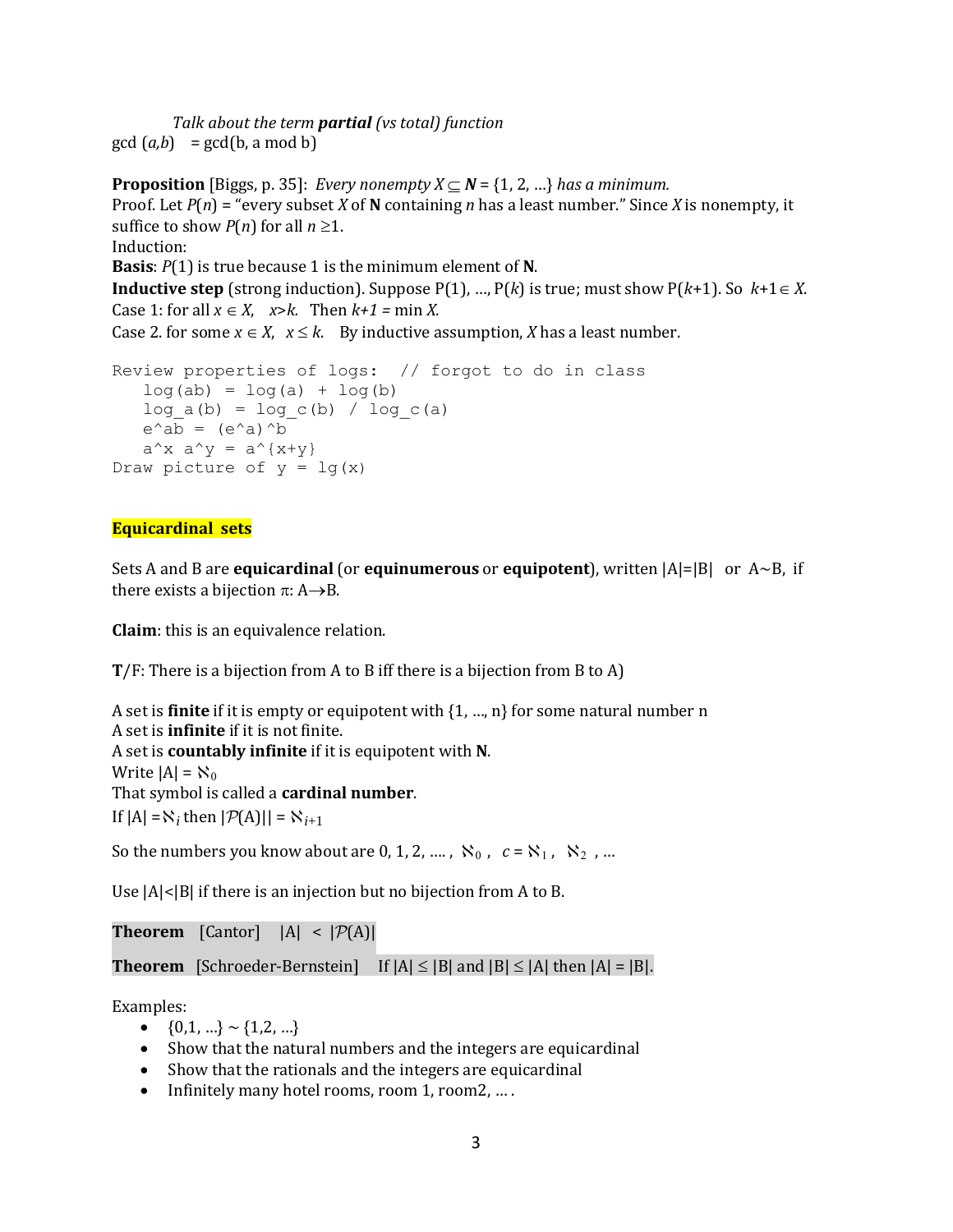*Talk about the term **partial** (vs total) function*

gcd $(a,b)$ = gcd(b, a mod b)

**Proposition** [Biggs, p. 35]: *Every nonempty $X \subseteq \mathbf{N} = \{1, 2, \ldots\}$ has a minimum.*

Proof. Let $P(n)$ = "every subset $X$ of **N** containing $n$ has a least number." Since $X$ is nonempty, it suffice to show $P(n)$ for all $n \geq 1$.

Induction:

**Basis**: $P(1)$ is true because 1 is the minimum element of **N**.

**Inductive step** (strong induction). Suppose P(1), …, P($k$) is true; must show P($k$+1). So $k+1 \in X$.

Case 1: for all $x \in X$, $x > k$. Then $k+1 = \min X$.

Case 2. for some $x \in X$, $x \leq k$. By inductive assumption, $X$ has a least number.

```
Review properties of logs:  // forgot to do in class
   log(ab) = log(a) + log(b)
   log_a(b) = log_c(b) / log_c(a)
   e^ab = (e^a)^b
   a^x a^y = a^{x+y}
Draw picture of y = lg(x)
```

## Equicardinal sets

Sets A and B are **equicardinal** (or **equinumerous** or **equipotent**), written $|A|=|B|$ or $A \sim B$, if there exists a bijection $\pi: A \to B$.

**Claim**: this is an equivalence relation.

**T**/F: There is a bijection from A to B iff there is a bijection from B to A)

A set is **finite** if it is empty or equipotent with {1, …, n} for some natural number n

A set is **infinite** if it is not finite.

A set is **countably infinite** if it is equipotent with **N**.

Write $|A| = \aleph_0$

That symbol is called a **cardinal number**.

If $|A| = \aleph_i$ then $|\mathcal{P}(A)| = \aleph_{i+1}$

So the numbers you know about are 0, 1, 2, …. , $\aleph_0$ , $c = \aleph_1$ , $\aleph_2$ , …

Use $|A|<|B|$ if there is an injection but no bijection from A to B.

**Theorem** [Cantor] $|A| < |\mathcal{P}(A)|$

**Theorem** [Schroeder-Bernstein] If $|A| \leq |B|$ and $|B| \leq |A|$ then $|A| = |B|$.

Examples:

- $\{0,1, \ldots\} \sim \{1,2, \ldots\}$
- Show that the natural numbers and the integers are equicardinal
- Show that the rationals and the integers are equicardinal
- Infinitely many hotel rooms, room 1, room2, … .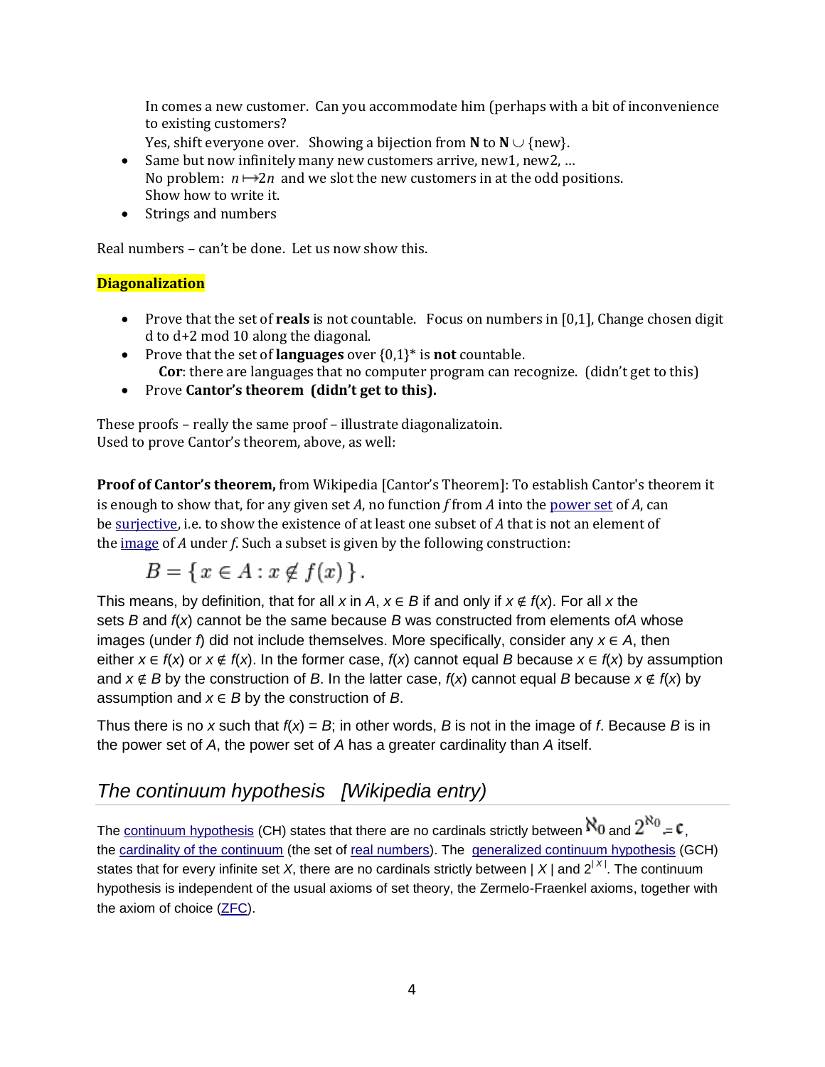In comes a new customer. Can you accommodate him (perhaps with a bit of inconvenience to existing customers?

Yes, shift everyone over. Showing a bijection from **N** to **N** $\cup$ {new}.

- Same but now infinitely many new customers arrive, new1, new2, ...
  No problem: $n \mapsto 2n$ and we slot the new customers in at the odd positions.
  Show how to write it.
- Strings and numbers

Real numbers – can't be done. Let us now show this.

**Diagonalization**

- Prove that the set of **reals** is not countable. Focus on numbers in [0,1], Change chosen digit d to d+2 mod 10 along the diagonal.
- Prove that the set of **languages** over {0,1}* is **not** countable.
  **Cor**: there are languages that no computer program can recognize. (didn't get to this)
- Prove **Cantor's theorem (didn't get to this).**

These proofs – really the same proof – illustrate diagonalizatoin.
Used to prove Cantor's theorem, above, as well:

**Proof of Cantor's theorem,** from Wikipedia [Cantor's Theorem]: To establish Cantor's theorem it is enough to show that, for any given set *A*, no function *f* from *A* into the power set of *A*, can be surjective, i.e. to show the existence of at least one subset of *A* that is not an element of the image of *A* under *f*. Such a subset is given by the following construction:

$$B = \{ x \in A : x \notin f(x) \}.$$

This means, by definition, that for all $x$ in $A$, $x \in B$ if and only if $x \notin f(x)$. For all $x$ the sets $B$ and $f(x)$ cannot be the same because $B$ was constructed from elements of$A$ whose images (under $f$) did not include themselves. More specifically, consider any $x \in A$, then either $x \in f(x)$ or $x \notin f(x)$. In the former case, $f(x)$ cannot equal $B$ because $x \in f(x)$ by assumption and $x \notin B$ by the construction of $B$. In the latter case, $f(x)$ cannot equal $B$ because $x \notin f(x)$ by assumption and $x \in B$ by the construction of $B$.

Thus there is no $x$ such that $f(x) = B$; in other words, $B$ is not in the image of $f$. Because $B$ is in the power set of $A$, the power set of $A$ has a greater cardinality than $A$ itself.

## *The continuum hypothesis [Wikipedia entry)*

The continuum hypothesis (CH) states that there are no cardinals strictly between $\aleph_0$ and $2^{\aleph_0} = \mathfrak{c}$, the cardinality of the continuum (the set of real numbers). The generalized continuum hypothesis (GCH) states that for every infinite set $X$, there are no cardinals strictly between $|X|$ and $2^{|X|}$. The continuum hypothesis is independent of the usual axioms of set theory, the Zermelo-Fraenkel axioms, together with the axiom of choice (ZFC).